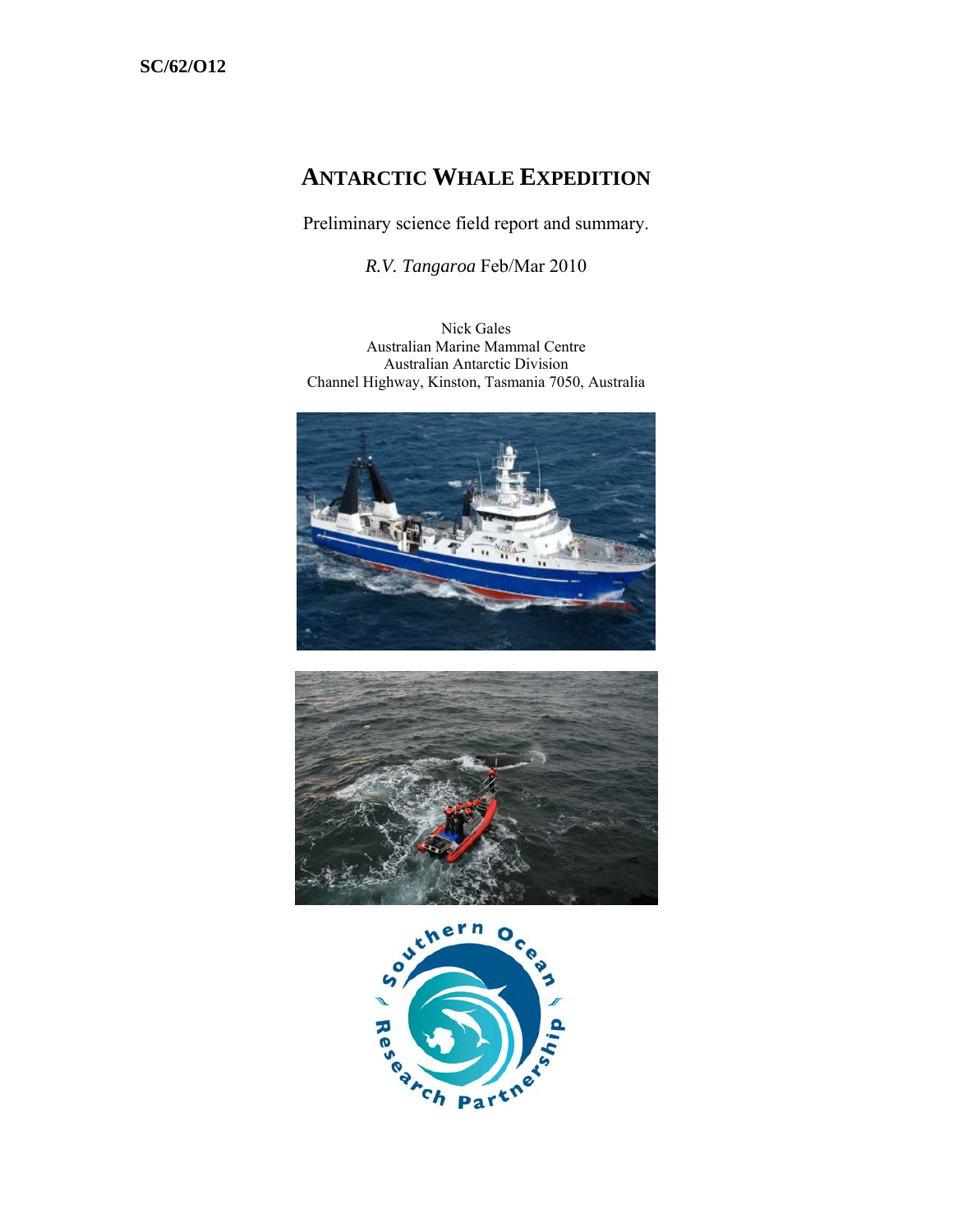SC/62/O12

# ANTARCTIC WHALE EXPEDITION

Preliminary science field report and summary.

*R.V. Tangaroa* Feb/Mar 2010

Nick Gales
Australian Marine Mammal Centre
Australian Antarctic Division
Channel Highway, Kinston, Tasmania 7050, Australia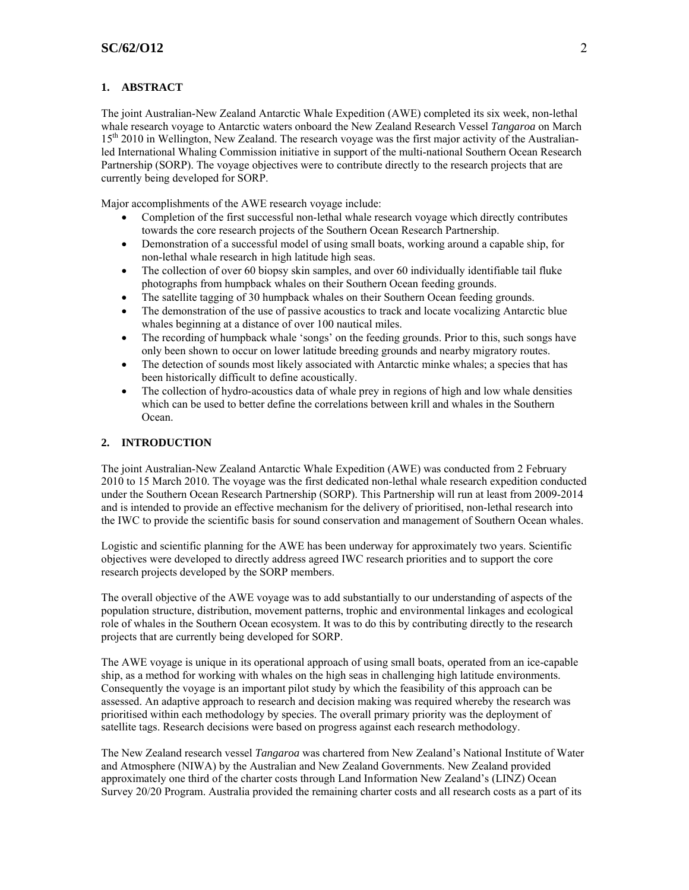## 1. ABSTRACT

The joint Australian-New Zealand Antarctic Whale Expedition (AWE) completed its six week, non-lethal whale research voyage to Antarctic waters onboard the New Zealand Research Vessel *Tangaroa* on March 15th 2010 in Wellington, New Zealand. The research voyage was the first major activity of the Australian-led International Whaling Commission initiative in support of the multi-national Southern Ocean Research Partnership (SORP). The voyage objectives were to contribute directly to the research projects that are currently being developed for SORP.

Major accomplishments of the AWE research voyage include:

- Completion of the first successful non-lethal whale research voyage which directly contributes towards the core research projects of the Southern Ocean Research Partnership.
- Demonstration of a successful model of using small boats, working around a capable ship, for non-lethal whale research in high latitude high seas.
- The collection of over 60 biopsy skin samples, and over 60 individually identifiable tail fluke photographs from humpback whales on their Southern Ocean feeding grounds.
- The satellite tagging of 30 humpback whales on their Southern Ocean feeding grounds.
- The demonstration of the use of passive acoustics to track and locate vocalizing Antarctic blue whales beginning at a distance of over 100 nautical miles.
- The recording of humpback whale 'songs' on the feeding grounds. Prior to this, such songs have only been shown to occur on lower latitude breeding grounds and nearby migratory routes.
- The detection of sounds most likely associated with Antarctic minke whales; a species that has been historically difficult to define acoustically.
- The collection of hydro-acoustics data of whale prey in regions of high and low whale densities which can be used to better define the correlations between krill and whales in the Southern Ocean.

## 2. INTRODUCTION

The joint Australian-New Zealand Antarctic Whale Expedition (AWE) was conducted from 2 February 2010 to 15 March 2010. The voyage was the first dedicated non-lethal whale research expedition conducted under the Southern Ocean Research Partnership (SORP). This Partnership will run at least from 2009-2014 and is intended to provide an effective mechanism for the delivery of prioritised, non-lethal research into the IWC to provide the scientific basis for sound conservation and management of Southern Ocean whales.

Logistic and scientific planning for the AWE has been underway for approximately two years. Scientific objectives were developed to directly address agreed IWC research priorities and to support the core research projects developed by the SORP members.

The overall objective of the AWE voyage was to add substantially to our understanding of aspects of the population structure, distribution, movement patterns, trophic and environmental linkages and ecological role of whales in the Southern Ocean ecosystem. It was to do this by contributing directly to the research projects that are currently being developed for SORP.

The AWE voyage is unique in its operational approach of using small boats, operated from an ice-capable ship, as a method for working with whales on the high seas in challenging high latitude environments. Consequently the voyage is an important pilot study by which the feasibility of this approach can be assessed. An adaptive approach to research and decision making was required whereby the research was prioritised within each methodology by species. The overall primary priority was the deployment of satellite tags. Research decisions were based on progress against each research methodology.

The New Zealand research vessel *Tangaroa* was chartered from New Zealand's National Institute of Water and Atmosphere (NIWA) by the Australian and New Zealand Governments. New Zealand provided approximately one third of the charter costs through Land Information New Zealand's (LINZ) Ocean Survey 20/20 Program. Australia provided the remaining charter costs and all research costs as a part of its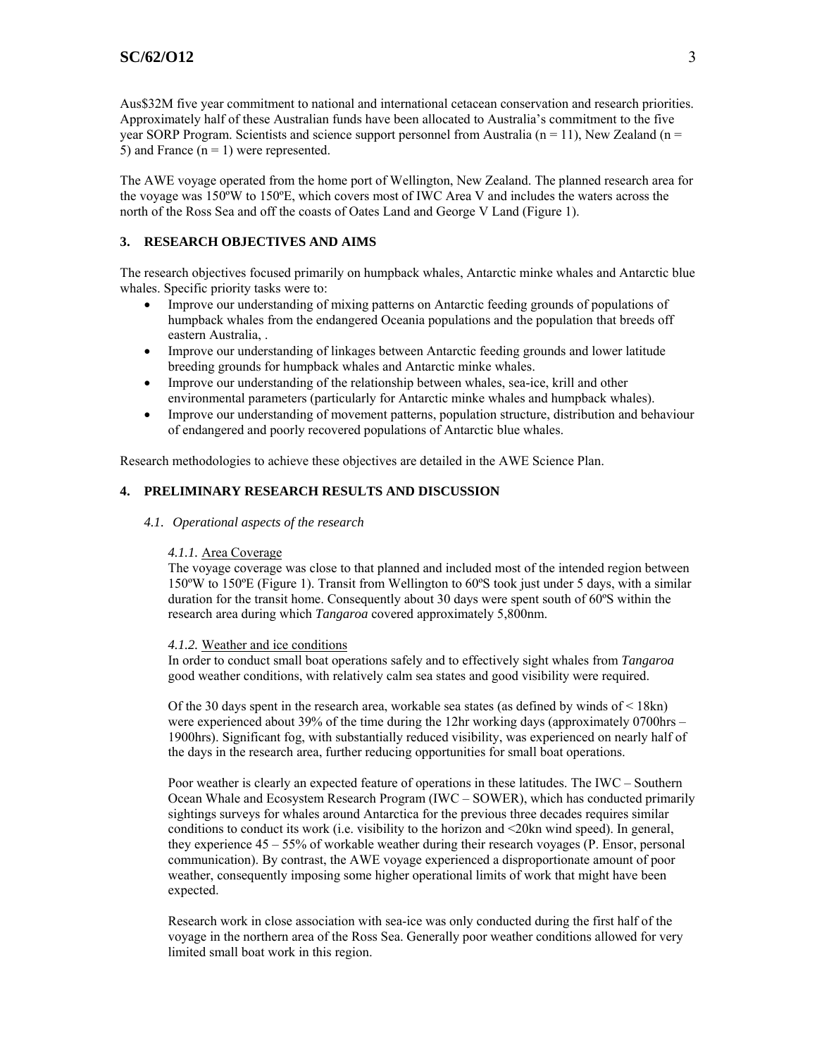Aus$32M five year commitment to national and international cetacean conservation and research priorities. Approximately half of these Australian funds have been allocated to Australia's commitment to the five year SORP Program. Scientists and science support personnel from Australia (n = 11), New Zealand (n = 5) and France (n = 1) were represented.

The AWE voyage operated from the home port of Wellington, New Zealand. The planned research area for the voyage was 150ºW to 150ºE, which covers most of IWC Area V and includes the waters across the north of the Ross Sea and off the coasts of Oates Land and George V Land (Figure 1).

## 3. RESEARCH OBJECTIVES AND AIMS

The research objectives focused primarily on humpback whales, Antarctic minke whales and Antarctic blue whales. Specific priority tasks were to:

- Improve our understanding of mixing patterns on Antarctic feeding grounds of populations of humpback whales from the endangered Oceania populations and the population that breeds off eastern Australia, .
- Improve our understanding of linkages between Antarctic feeding grounds and lower latitude breeding grounds for humpback whales and Antarctic minke whales.
- Improve our understanding of the relationship between whales, sea-ice, krill and other environmental parameters (particularly for Antarctic minke whales and humpback whales).
- Improve our understanding of movement patterns, population structure, distribution and behaviour of endangered and poorly recovered populations of Antarctic blue whales.

Research methodologies to achieve these objectives are detailed in the AWE Science Plan.

## 4. PRELIMINARY RESEARCH RESULTS AND DISCUSSION

### *4.1. Operational aspects of the research*

#### *4.1.1.* Area Coverage

The voyage coverage was close to that planned and included most of the intended region between 150ºW to 150ºE (Figure 1). Transit from Wellington to 60ºS took just under 5 days, with a similar duration for the transit home. Consequently about 30 days were spent south of 60ºS within the research area during which *Tangaroa* covered approximately 5,800nm.

#### *4.1.2.* Weather and ice conditions

In order to conduct small boat operations safely and to effectively sight whales from *Tangaroa* good weather conditions, with relatively calm sea states and good visibility were required.

Of the 30 days spent in the research area, workable sea states (as defined by winds of < 18kn) were experienced about 39% of the time during the 12hr working days (approximately 0700hrs – 1900hrs). Significant fog, with substantially reduced visibility, was experienced on nearly half of the days in the research area, further reducing opportunities for small boat operations.

Poor weather is clearly an expected feature of operations in these latitudes. The IWC – Southern Ocean Whale and Ecosystem Research Program (IWC – SOWER), which has conducted primarily sightings surveys for whales around Antarctica for the previous three decades requires similar conditions to conduct its work (i.e. visibility to the horizon and <20kn wind speed). In general, they experience 45 – 55% of workable weather during their research voyages (P. Ensor, personal communication). By contrast, the AWE voyage experienced a disproportionate amount of poor weather, consequently imposing some higher operational limits of work that might have been expected.

Research work in close association with sea-ice was only conducted during the first half of the voyage in the northern area of the Ross Sea. Generally poor weather conditions allowed for very limited small boat work in this region.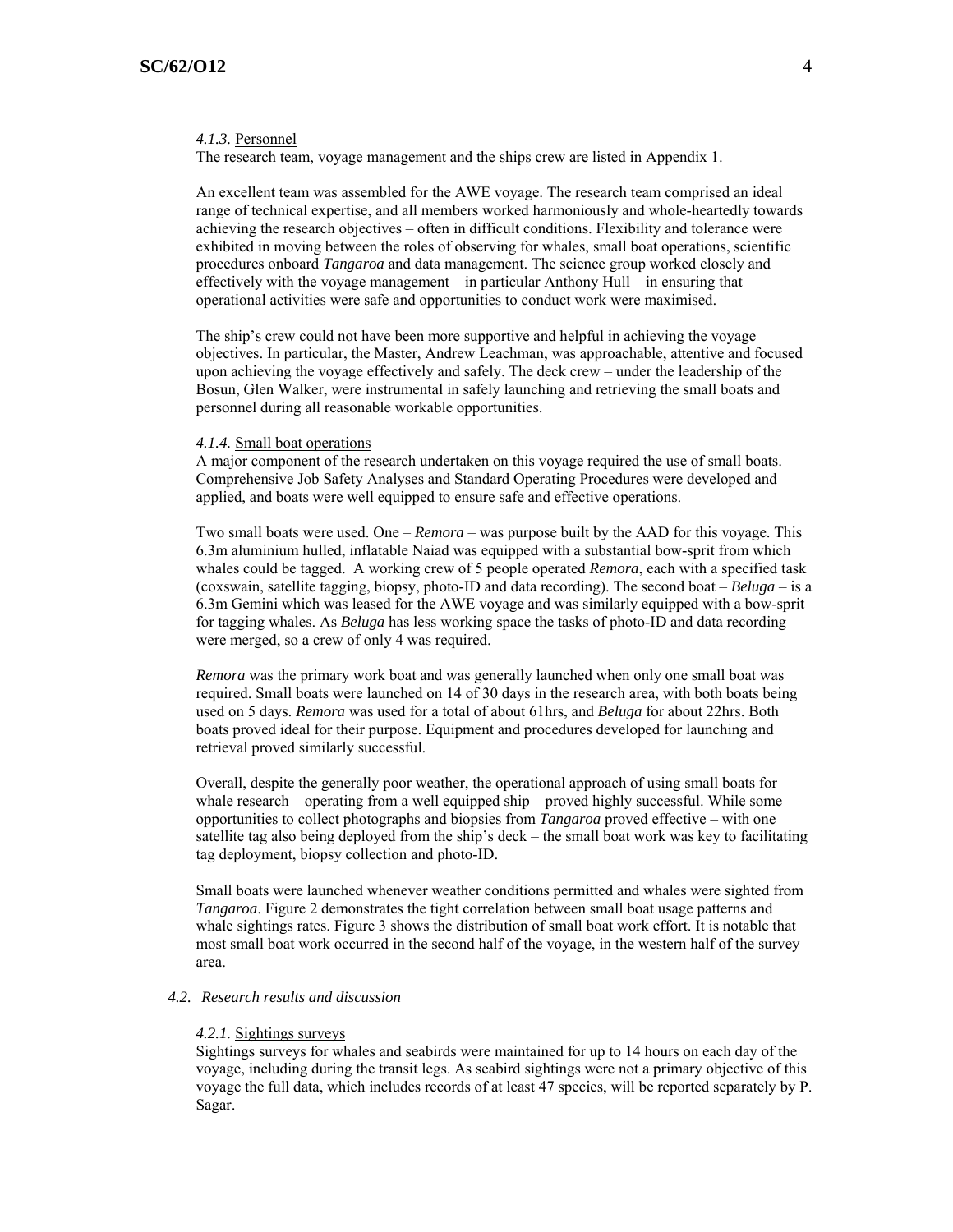#### *4.1.3.* Personnel

The research team, voyage management and the ships crew are listed in Appendix 1.

An excellent team was assembled for the AWE voyage. The research team comprised an ideal range of technical expertise, and all members worked harmoniously and whole-heartedly towards achieving the research objectives – often in difficult conditions. Flexibility and tolerance were exhibited in moving between the roles of observing for whales, small boat operations, scientific procedures onboard *Tangaroa* and data management. The science group worked closely and effectively with the voyage management – in particular Anthony Hull – in ensuring that operational activities were safe and opportunities to conduct work were maximised.

The ship's crew could not have been more supportive and helpful in achieving the voyage objectives. In particular, the Master, Andrew Leachman, was approachable, attentive and focused upon achieving the voyage effectively and safely. The deck crew – under the leadership of the Bosun, Glen Walker, were instrumental in safely launching and retrieving the small boats and personnel during all reasonable workable opportunities.

#### *4.1.4.* Small boat operations

A major component of the research undertaken on this voyage required the use of small boats. Comprehensive Job Safety Analyses and Standard Operating Procedures were developed and applied, and boats were well equipped to ensure safe and effective operations.

Two small boats were used. One – *Remora* – was purpose built by the AAD for this voyage. This 6.3m aluminium hulled, inflatable Naiad was equipped with a substantial bow-sprit from which whales could be tagged. A working crew of 5 people operated *Remora*, each with a specified task (coxswain, satellite tagging, biopsy, photo-ID and data recording). The second boat – *Beluga* – is a 6.3m Gemini which was leased for the AWE voyage and was similarly equipped with a bow-sprit for tagging whales. As *Beluga* has less working space the tasks of photo-ID and data recording were merged, so a crew of only 4 was required.

*Remora* was the primary work boat and was generally launched when only one small boat was required. Small boats were launched on 14 of 30 days in the research area, with both boats being used on 5 days. *Remora* was used for a total of about 61hrs, and *Beluga* for about 22hrs. Both boats proved ideal for their purpose. Equipment and procedures developed for launching and retrieval proved similarly successful.

Overall, despite the generally poor weather, the operational approach of using small boats for whale research – operating from a well equipped ship – proved highly successful. While some opportunities to collect photographs and biopsies from *Tangaroa* proved effective – with one satellite tag also being deployed from the ship's deck – the small boat work was key to facilitating tag deployment, biopsy collection and photo-ID.

Small boats were launched whenever weather conditions permitted and whales were sighted from *Tangaroa*. Figure 2 demonstrates the tight correlation between small boat usage patterns and whale sightings rates. Figure 3 shows the distribution of small boat work effort. It is notable that most small boat work occurred in the second half of the voyage, in the western half of the survey area.

### *4.2. Research results and discussion*

#### *4.2.1.* Sightings surveys

Sightings surveys for whales and seabirds were maintained for up to 14 hours on each day of the voyage, including during the transit legs. As seabird sightings were not a primary objective of this voyage the full data, which includes records of at least 47 species, will be reported separately by P. Sagar.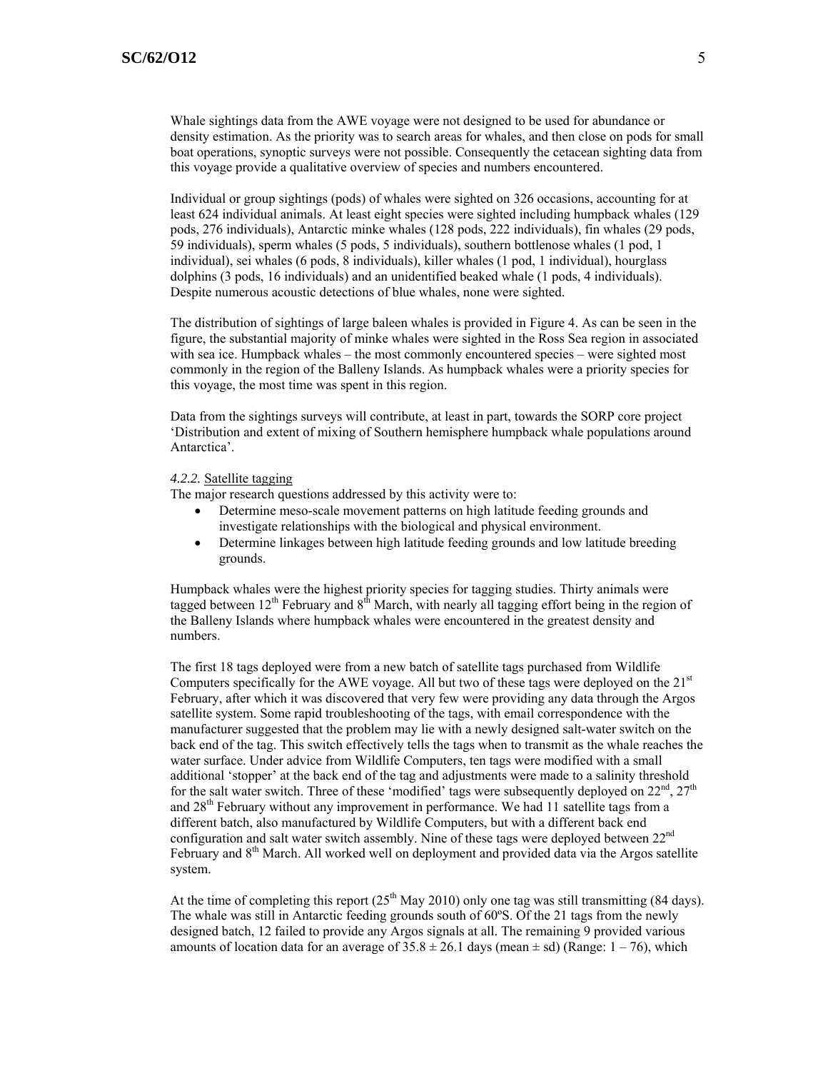Whale sightings data from the AWE voyage were not designed to be used for abundance or density estimation. As the priority was to search areas for whales, and then close on pods for small boat operations, synoptic surveys were not possible. Consequently the cetacean sighting data from this voyage provide a qualitative overview of species and numbers encountered.

Individual or group sightings (pods) of whales were sighted on 326 occasions, accounting for at least 624 individual animals. At least eight species were sighted including humpback whales (129 pods, 276 individuals), Antarctic minke whales (128 pods, 222 individuals), fin whales (29 pods, 59 individuals), sperm whales (5 pods, 5 individuals), southern bottlenose whales (1 pod, 1 individual), sei whales (6 pods, 8 individuals), killer whales (1 pod, 1 individual), hourglass dolphins (3 pods, 16 individuals) and an unidentified beaked whale (1 pods, 4 individuals). Despite numerous acoustic detections of blue whales, none were sighted.

The distribution of sightings of large baleen whales is provided in Figure 4. As can be seen in the figure, the substantial majority of minke whales were sighted in the Ross Sea region in associated with sea ice. Humpback whales – the most commonly encountered species – were sighted most commonly in the region of the Balleny Islands. As humpback whales were a priority species for this voyage, the most time was spent in this region.

Data from the sightings surveys will contribute, at least in part, towards the SORP core project 'Distribution and extent of mixing of Southern hemisphere humpback whale populations around Antarctica'.

#### *4.2.2.* Satellite tagging

The major research questions addressed by this activity were to:

- Determine meso-scale movement patterns on high latitude feeding grounds and investigate relationships with the biological and physical environment.
- Determine linkages between high latitude feeding grounds and low latitude breeding grounds.

Humpback whales were the highest priority species for tagging studies. Thirty animals were tagged between 12th February and 8th March, with nearly all tagging effort being in the region of the Balleny Islands where humpback whales were encountered in the greatest density and numbers.

The first 18 tags deployed were from a new batch of satellite tags purchased from Wildlife Computers specifically for the AWE voyage. All but two of these tags were deployed on the 21st February, after which it was discovered that very few were providing any data through the Argos satellite system. Some rapid troubleshooting of the tags, with email correspondence with the manufacturer suggested that the problem may lie with a newly designed salt-water switch on the back end of the tag. This switch effectively tells the tags when to transmit as the whale reaches the water surface. Under advice from Wildlife Computers, ten tags were modified with a small additional 'stopper' at the back end of the tag and adjustments were made to a salinity threshold for the salt water switch. Three of these 'modified' tags were subsequently deployed on 22nd, 27th and 28th February without any improvement in performance. We had 11 satellite tags from a different batch, also manufactured by Wildlife Computers, but with a different back end configuration and salt water switch assembly. Nine of these tags were deployed between 22nd February and 8th March. All worked well on deployment and provided data via the Argos satellite system.

At the time of completing this report (25th May 2010) only one tag was still transmitting (84 days). The whale was still in Antarctic feeding grounds south of 60ºS. Of the 21 tags from the newly designed batch, 12 failed to provide any Argos signals at all. The remaining 9 provided various amounts of location data for an average of $35.8 \pm 26.1$ days (mean ± sd) (Range: 1 – 76), which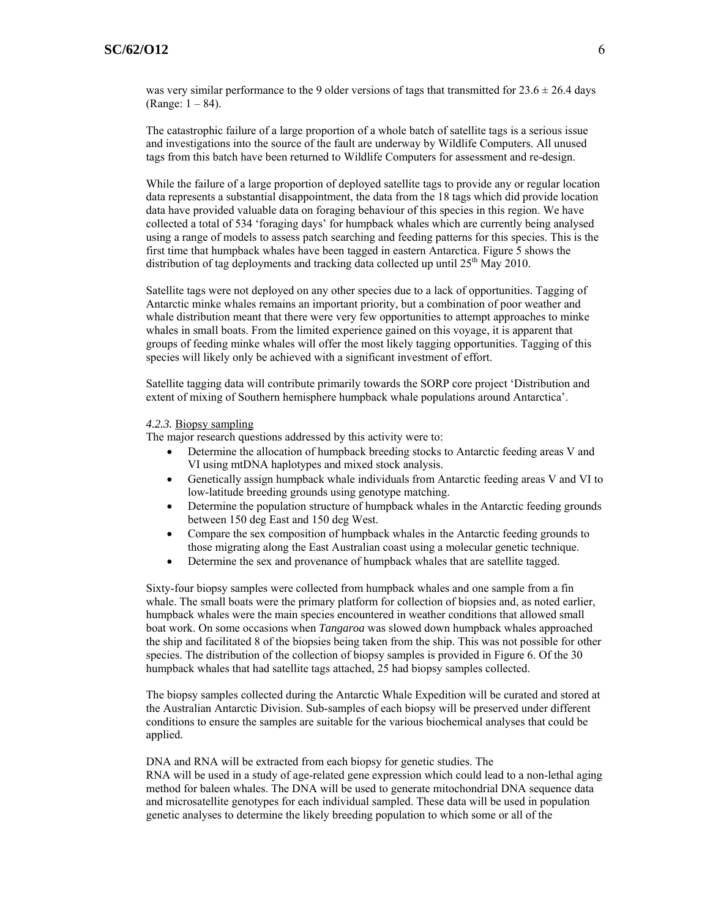was very similar performance to the 9 older versions of tags that transmitted for $23.6 \pm 26.4$ days (Range: 1 – 84).

The catastrophic failure of a large proportion of a whole batch of satellite tags is a serious issue and investigations into the source of the fault are underway by Wildlife Computers. All unused tags from this batch have been returned to Wildlife Computers for assessment and re-design.

While the failure of a large proportion of deployed satellite tags to provide any or regular location data represents a substantial disappointment, the data from the 18 tags which did provide location data have provided valuable data on foraging behaviour of this species in this region. We have collected a total of 534 'foraging days' for humpback whales which are currently being analysed using a range of models to assess patch searching and feeding patterns for this species. This is the first time that humpback whales have been tagged in eastern Antarctica. Figure 5 shows the distribution of tag deployments and tracking data collected up until 25th May 2010.

Satellite tags were not deployed on any other species due to a lack of opportunities. Tagging of Antarctic minke whales remains an important priority, but a combination of poor weather and whale distribution meant that there were very few opportunities to attempt approaches to minke whales in small boats. From the limited experience gained on this voyage, it is apparent that groups of feeding minke whales will offer the most likely tagging opportunities. Tagging of this species will likely only be achieved with a significant investment of effort.

Satellite tagging data will contribute primarily towards the SORP core project 'Distribution and extent of mixing of Southern hemisphere humpback whale populations around Antarctica'.

*4.2.3.* Biopsy sampling

The major research questions addressed by this activity were to:

- Determine the allocation of humpback breeding stocks to Antarctic feeding areas V and VI using mtDNA haplotypes and mixed stock analysis.
- Genetically assign humpback whale individuals from Antarctic feeding areas V and VI to low-latitude breeding grounds using genotype matching.
- Determine the population structure of humpback whales in the Antarctic feeding grounds between 150 deg East and 150 deg West.
- Compare the sex composition of humpback whales in the Antarctic feeding grounds to those migrating along the East Australian coast using a molecular genetic technique.
- Determine the sex and provenance of humpback whales that are satellite tagged.

Sixty-four biopsy samples were collected from humpback whales and one sample from a fin whale. The small boats were the primary platform for collection of biopsies and, as noted earlier, humpback whales were the main species encountered in weather conditions that allowed small boat work. On some occasions when *Tangaroa* was slowed down humpback whales approached the ship and facilitated 8 of the biopsies being taken from the ship. This was not possible for other species. The distribution of the collection of biopsy samples is provided in Figure 6. Of the 30 humpback whales that had satellite tags attached, 25 had biopsy samples collected.

The biopsy samples collected during the Antarctic Whale Expedition will be curated and stored at the Australian Antarctic Division. Sub-samples of each biopsy will be preserved under different conditions to ensure the samples are suitable for the various biochemical analyses that could be applied.

DNA and RNA will be extracted from each biopsy for genetic studies. The RNA will be used in a study of age-related gene expression which could lead to a non-lethal aging method for baleen whales. The DNA will be used to generate mitochondrial DNA sequence data and microsatellite genotypes for each individual sampled. These data will be used in population genetic analyses to determine the likely breeding population to which some or all of the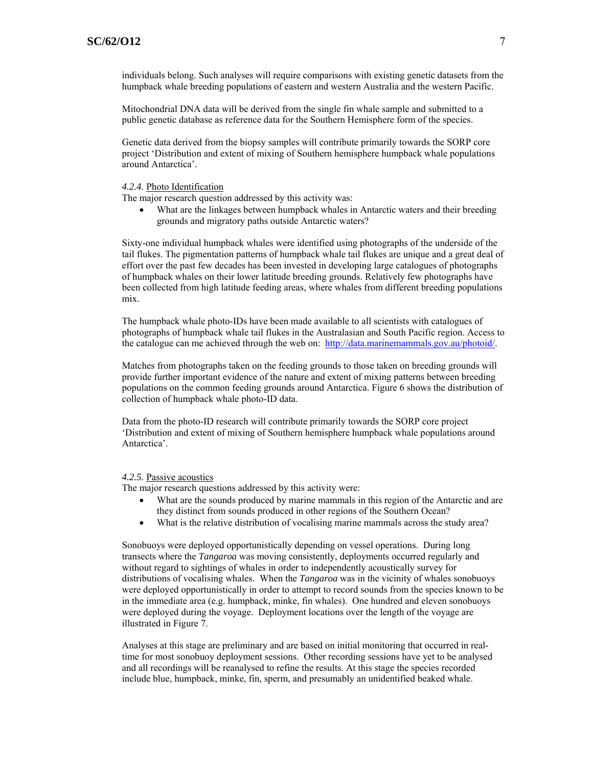individuals belong. Such analyses will require comparisons with existing genetic datasets from the humpback whale breeding populations of eastern and western Australia and the western Pacific.

Mitochondrial DNA data will be derived from the single fin whale sample and submitted to a public genetic database as reference data for the Southern Hemisphere form of the species.

Genetic data derived from the biopsy samples will contribute primarily towards the SORP core project 'Distribution and extent of mixing of Southern hemisphere humpback whale populations around Antarctica'.

#### *4.2.4.* Photo Identification

The major research question addressed by this activity was:

- What are the linkages between humpback whales in Antarctic waters and their breeding grounds and migratory paths outside Antarctic waters?

Sixty-one individual humpback whales were identified using photographs of the underside of the tail flukes. The pigmentation patterns of humpback whale tail flukes are unique and a great deal of effort over the past few decades has been invested in developing large catalogues of photographs of humpback whales on their lower latitude breeding grounds. Relatively few photographs have been collected from high latitude feeding areas, where whales from different breeding populations mix.

The humpback whale photo-IDs have been made available to all scientists with catalogues of photographs of humpback whale tail flukes in the Australasian and South Pacific region. Access to the catalogue can me achieved through the web on: http://data.marinemammals.gov.au/photoid/.

Matches from photographs taken on the feeding grounds to those taken on breeding grounds will provide further important evidence of the nature and extent of mixing patterns between breeding populations on the common feeding grounds around Antarctica. Figure 6 shows the distribution of collection of humpback whale photo-ID data.

Data from the photo-ID research will contribute primarily towards the SORP core project 'Distribution and extent of mixing of Southern hemisphere humpback whale populations around Antarctica'.

#### *4.2.5.* Passive acoustics

The major research questions addressed by this activity were:

- What are the sounds produced by marine mammals in this region of the Antarctic and are they distinct from sounds produced in other regions of the Southern Ocean?
- What is the relative distribution of vocalising marine mammals across the study area?

Sonobuoys were deployed opportunistically depending on vessel operations. During long transects where the *Tangaroa* was moving consistently, deployments occurred regularly and without regard to sightings of whales in order to independently acoustically survey for distributions of vocalising whales. When the *Tangaroa* was in the vicinity of whales sonobuoys were deployed opportunistically in order to attempt to record sounds from the species known to be in the immediate area (e.g. humpback, minke, fin whales). One hundred and eleven sonobuoys were deployed during the voyage. Deployment locations over the length of the voyage are illustrated in Figure 7.

Analyses at this stage are preliminary and are based on initial monitoring that occurred in real-time for most sonobuoy deployment sessions. Other recording sessions have yet to be analysed and all recordings will be reanalysed to refine the results. At this stage the species recorded include blue, humpback, minke, fin, sperm, and presumably an unidentified beaked whale.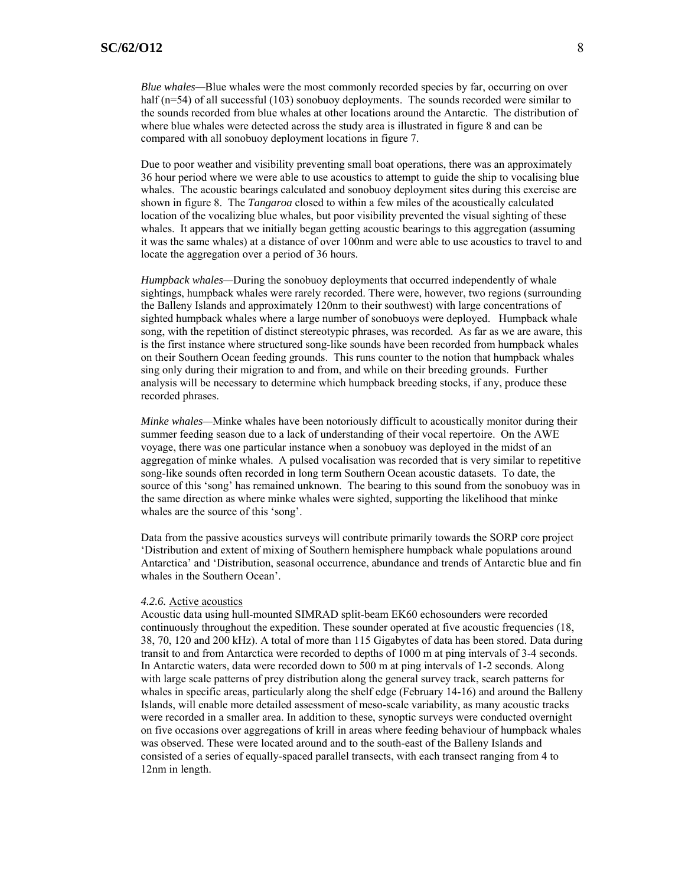*Blue whales*—Blue whales were the most commonly recorded species by far, occurring on over half (n=54) of all successful (103) sonobuoy deployments. The sounds recorded were similar to the sounds recorded from blue whales at other locations around the Antarctic. The distribution of where blue whales were detected across the study area is illustrated in figure 8 and can be compared with all sonobuoy deployment locations in figure 7.

Due to poor weather and visibility preventing small boat operations, there was an approximately 36 hour period where we were able to use acoustics to attempt to guide the ship to vocalising blue whales. The acoustic bearings calculated and sonobuoy deployment sites during this exercise are shown in figure 8. The *Tangaroa* closed to within a few miles of the acoustically calculated location of the vocalizing blue whales, but poor visibility prevented the visual sighting of these whales. It appears that we initially began getting acoustic bearings to this aggregation (assuming it was the same whales) at a distance of over 100nm and were able to use acoustics to travel to and locate the aggregation over a period of 36 hours.

*Humpback whales*—During the sonobuoy deployments that occurred independently of whale sightings, humpback whales were rarely recorded. There were, however, two regions (surrounding the Balleny Islands and approximately 120nm to their southwest) with large concentrations of sighted humpback whales where a large number of sonobuoys were deployed. Humpback whale song, with the repetition of distinct stereotypic phrases, was recorded. As far as we are aware, this is the first instance where structured song-like sounds have been recorded from humpback whales on their Southern Ocean feeding grounds. This runs counter to the notion that humpback whales sing only during their migration to and from, and while on their breeding grounds. Further analysis will be necessary to determine which humpback breeding stocks, if any, produce these recorded phrases.

*Minke whales*—Minke whales have been notoriously difficult to acoustically monitor during their summer feeding season due to a lack of understanding of their vocal repertoire. On the AWE voyage, there was one particular instance when a sonobuoy was deployed in the midst of an aggregation of minke whales. A pulsed vocalisation was recorded that is very similar to repetitive song-like sounds often recorded in long term Southern Ocean acoustic datasets. To date, the source of this 'song' has remained unknown. The bearing to this sound from the sonobuoy was in the same direction as where minke whales were sighted, supporting the likelihood that minke whales are the source of this 'song'.

Data from the passive acoustics surveys will contribute primarily towards the SORP core project 'Distribution and extent of mixing of Southern hemisphere humpback whale populations around Antarctica' and 'Distribution, seasonal occurrence, abundance and trends of Antarctic blue and fin whales in the Southern Ocean'.

#### *4.2.6.* Active acoustics

Acoustic data using hull-mounted SIMRAD split-beam EK60 echosounders were recorded continuously throughout the expedition. These sounder operated at five acoustic frequencies (18, 38, 70, 120 and 200 kHz). A total of more than 115 Gigabytes of data has been stored. Data during transit to and from Antarctica were recorded to depths of 1000 m at ping intervals of 3-4 seconds. In Antarctic waters, data were recorded down to 500 m at ping intervals of 1-2 seconds. Along with large scale patterns of prey distribution along the general survey track, search patterns for whales in specific areas, particularly along the shelf edge (February 14-16) and around the Balleny Islands, will enable more detailed assessment of meso-scale variability, as many acoustic tracks were recorded in a smaller area. In addition to these, synoptic surveys were conducted overnight on five occasions over aggregations of krill in areas where feeding behaviour of humpback whales was observed. These were located around and to the south-east of the Balleny Islands and consisted of a series of equally-spaced parallel transects, with each transect ranging from 4 to 12nm in length.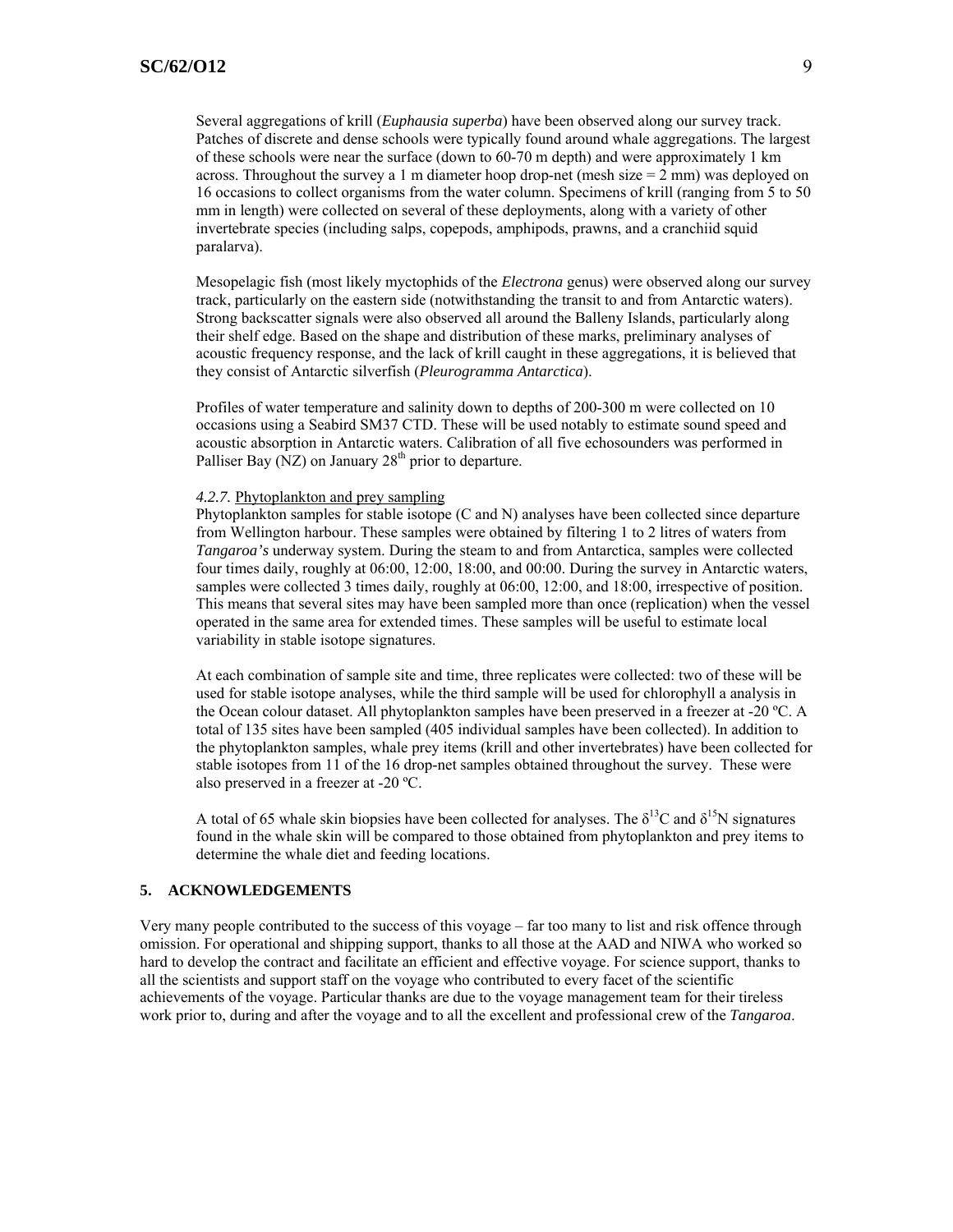Several aggregations of krill (*Euphausia superba*) have been observed along our survey track. Patches of discrete and dense schools were typically found around whale aggregations. The largest of these schools were near the surface (down to 60-70 m depth) and were approximately 1 km across. Throughout the survey a 1 m diameter hoop drop-net (mesh size = 2 mm) was deployed on 16 occasions to collect organisms from the water column. Specimens of krill (ranging from 5 to 50 mm in length) were collected on several of these deployments, along with a variety of other invertebrate species (including salps, copepods, amphipods, prawns, and a cranchiid squid paralarva).

Mesopelagic fish (most likely myctophids of the *Electrona* genus) were observed along our survey track, particularly on the eastern side (notwithstanding the transit to and from Antarctic waters). Strong backscatter signals were also observed all around the Balleny Islands, particularly along their shelf edge. Based on the shape and distribution of these marks, preliminary analyses of acoustic frequency response, and the lack of krill caught in these aggregations, it is believed that they consist of Antarctic silverfish (*Pleurogramma Antarctica*).

Profiles of water temperature and salinity down to depths of 200-300 m were collected on 10 occasions using a Seabird SM37 CTD. These will be used notably to estimate sound speed and acoustic absorption in Antarctic waters. Calibration of all five echosounders was performed in Palliser Bay (NZ) on January 28th prior to departure.

*4.2.7.* Phytoplankton and prey sampling

Phytoplankton samples for stable isotope (C and N) analyses have been collected since departure from Wellington harbour. These samples were obtained by filtering 1 to 2 litres of waters from *Tangaroa's* underway system. During the steam to and from Antarctica, samples were collected four times daily, roughly at 06:00, 12:00, 18:00, and 00:00. During the survey in Antarctic waters, samples were collected 3 times daily, roughly at 06:00, 12:00, and 18:00, irrespective of position. This means that several sites may have been sampled more than once (replication) when the vessel operated in the same area for extended times. These samples will be useful to estimate local variability in stable isotope signatures.

At each combination of sample site and time, three replicates were collected: two of these will be used for stable isotope analyses, while the third sample will be used for chlorophyll a analysis in the Ocean colour dataset. All phytoplankton samples have been preserved in a freezer at -20 ºC. A total of 135 sites have been sampled (405 individual samples have been collected). In addition to the phytoplankton samples, whale prey items (krill and other invertebrates) have been collected for stable isotopes from 11 of the 16 drop-net samples obtained throughout the survey. These were also preserved in a freezer at -20 ºC.

A total of 65 whale skin biopsies have been collected for analyses. The $\delta^{13}C$ and $\delta^{15}N$ signatures found in the whale skin will be compared to those obtained from phytoplankton and prey items to determine the whale diet and feeding locations.

## 5. ACKNOWLEDGEMENTS

Very many people contributed to the success of this voyage – far too many to list and risk offence through omission. For operational and shipping support, thanks to all those at the AAD and NIWA who worked so hard to develop the contract and facilitate an efficient and effective voyage. For science support, thanks to all the scientists and support staff on the voyage who contributed to every facet of the scientific achievements of the voyage. Particular thanks are due to the voyage management team for their tireless work prior to, during and after the voyage and to all the excellent and professional crew of the *Tangaroa*.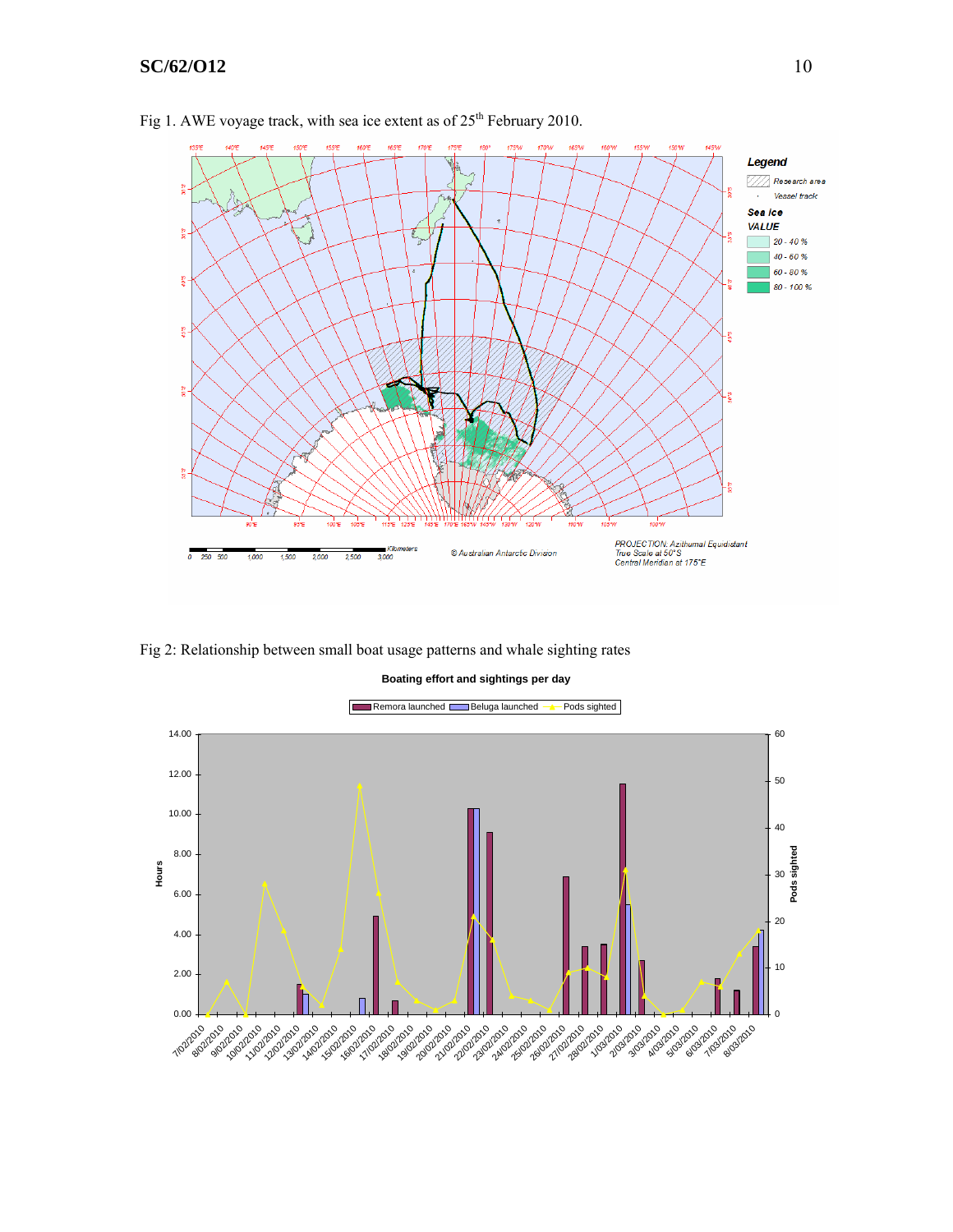Fig 1. AWE voyage track, with sea ice extent as of 25th February 2010.

Fig 2: Relationship between small boat usage patterns and whale sighting rates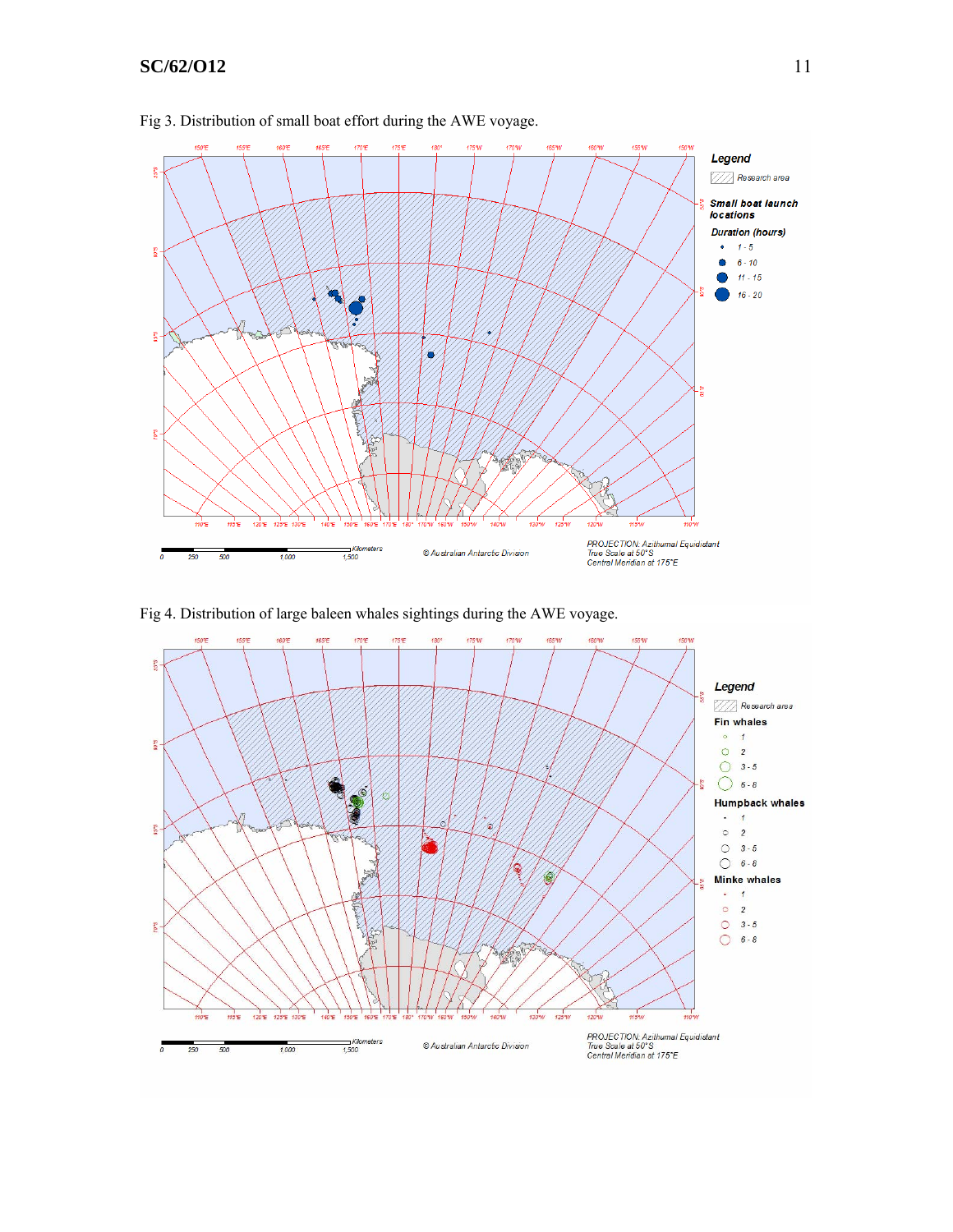Fig 3. Distribution of small boat effort during the AWE voyage.

Fig 4. Distribution of large baleen whales sightings during the AWE voyage.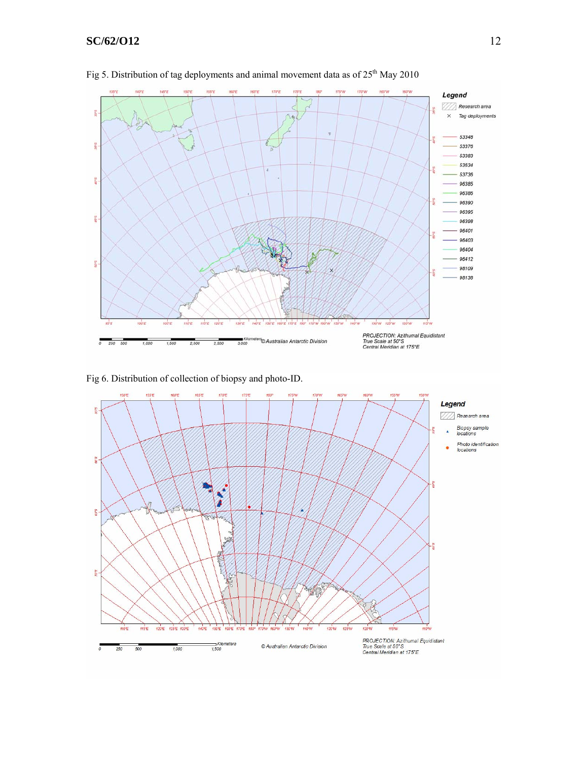Fig 5. Distribution of tag deployments and animal movement data as of 25th May 2010

Fig 6. Distribution of collection of biopsy and photo-ID.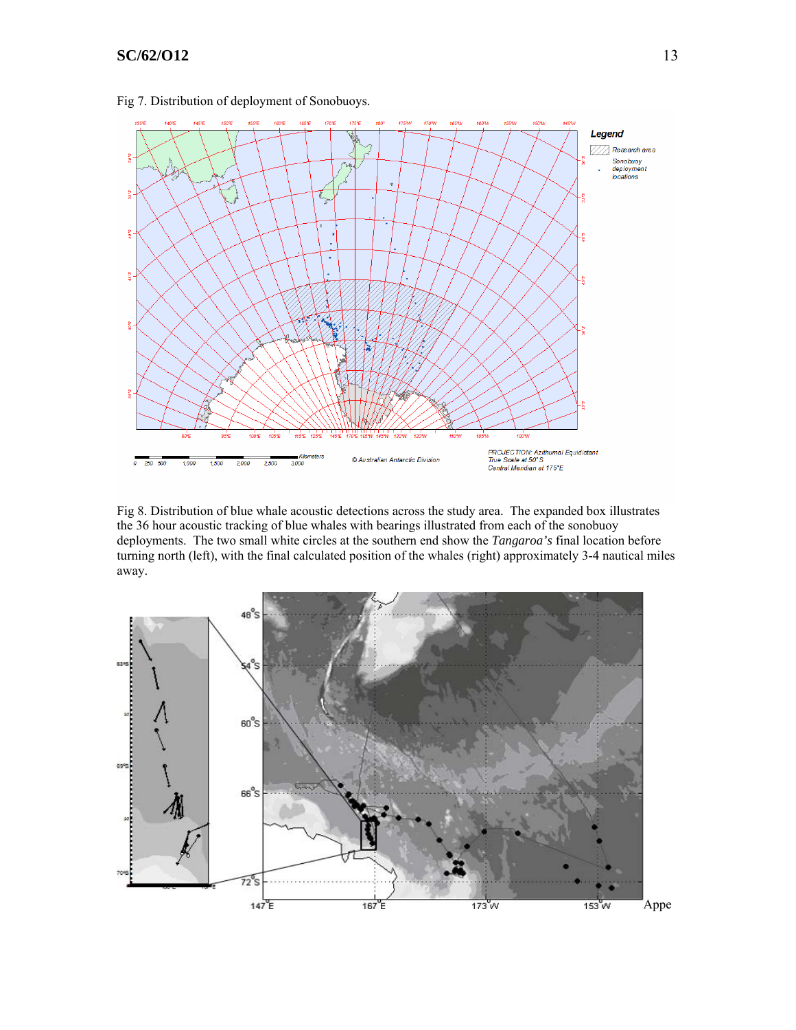Fig 7. Distribution of deployment of Sonobuoys.

Fig 8. Distribution of blue whale acoustic detections across the study area. The expanded box illustrates the 36 hour acoustic tracking of blue whales with bearings illustrated from each of the sonobuoy deployments. The two small white circles at the southern end show the *Tangaroa's* final location before turning north (left), with the final calculated position of the whales (right) approximately 3-4 nautical miles away.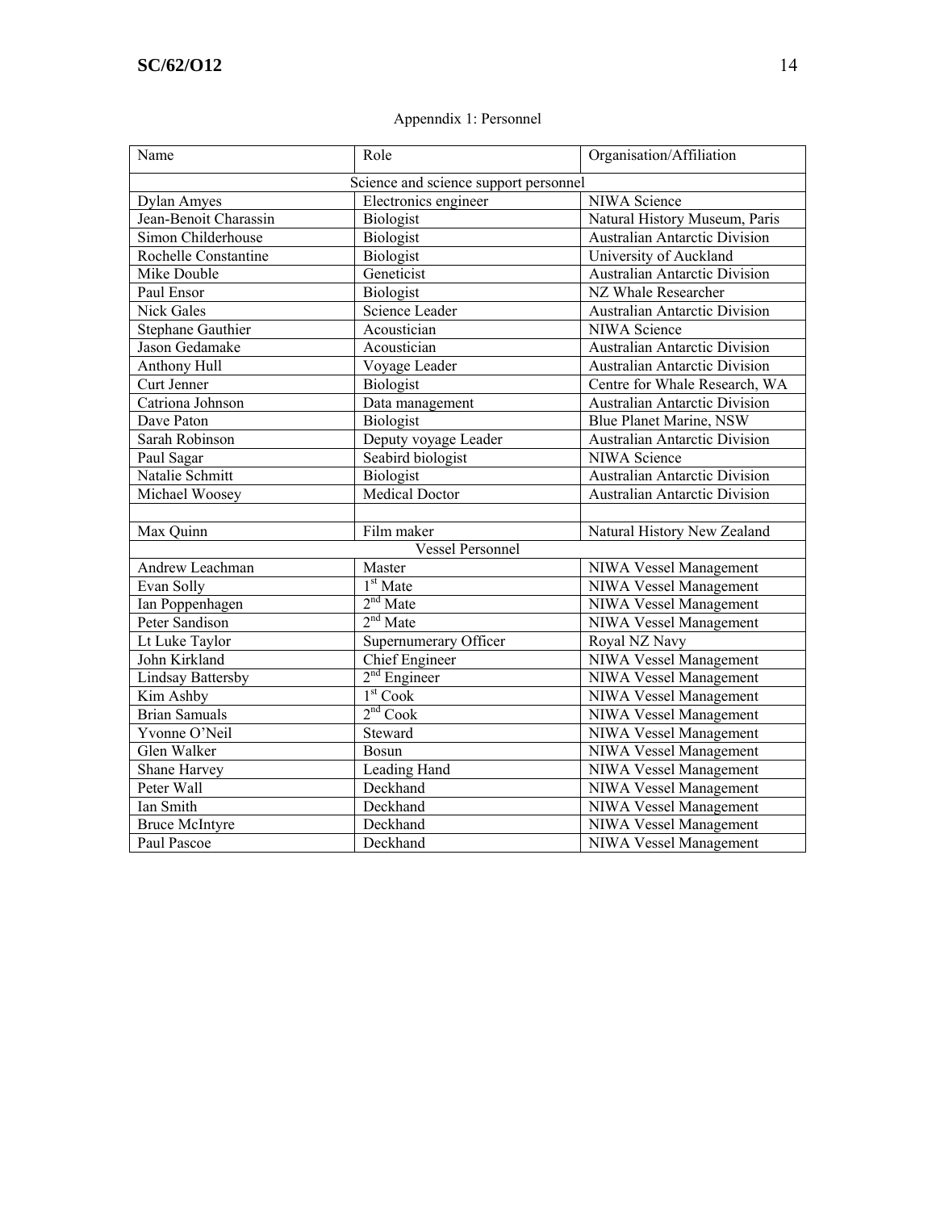Appenndix 1: Personnel

| Name | Role | Organisation/Affiliation |
|---|---|---|
| Science and science support personnel | | |
| Dylan Amyes | Electronics engineer | NIWA Science |
| Jean-Benoit Charassin | Biologist | Natural History Museum, Paris |
| Simon Childerhouse | Biologist | Australian Antarctic Division |
| Rochelle Constantine | Biologist | University of Auckland |
| Mike Double | Geneticist | Australian Antarctic Division |
| Paul Ensor | Biologist | NZ Whale Researcher |
| Nick Gales | Science Leader | Australian Antarctic Division |
| Stephane Gauthier | Acoustician | NIWA Science |
| Jason Gedamake | Acoustician | Australian Antarctic Division |
| Anthony Hull | Voyage Leader | Australian Antarctic Division |
| Curt Jenner | Biologist | Centre for Whale Research, WA |
| Catriona Johnson | Data management | Australian Antarctic Division |
| Dave Paton | Biologist | Blue Planet Marine, NSW |
| Sarah Robinson | Deputy voyage Leader | Australian Antarctic Division |
| Paul Sagar | Seabird biologist | NIWA Science |
| Natalie Schmitt | Biologist | Australian Antarctic Division |
| Michael Woosey | Medical Doctor | Australian Antarctic Division |
| | | |
| Max Quinn | Film maker | Natural History New Zealand |
| Vessel Personnel | | |
| Andrew Leachman | Master | NIWA Vessel Management |
| Evan Solly | 1st Mate | NIWA Vessel Management |
| Ian Poppenhagen | 2nd Mate | NIWA Vessel Management |
| Peter Sandison | 2nd Mate | NIWA Vessel Management |
| Lt Luke Taylor | Supernumerary Officer | Royal NZ Navy |
| John Kirkland | Chief Engineer | NIWA Vessel Management |
| Lindsay Battersby | 2nd Engineer | NIWA Vessel Management |
| Kim Ashby | 1st Cook | NIWA Vessel Management |
| Brian Samuals | 2nd Cook | NIWA Vessel Management |
| Yvonne O'Neil | Steward | NIWA Vessel Management |
| Glen Walker | Bosun | NIWA Vessel Management |
| Shane Harvey | Leading Hand | NIWA Vessel Management |
| Peter Wall | Deckhand | NIWA Vessel Management |
| Ian Smith | Deckhand | NIWA Vessel Management |
| Bruce McIntyre | Deckhand | NIWA Vessel Management |
| Paul Pascoe | Deckhand | NIWA Vessel Management |